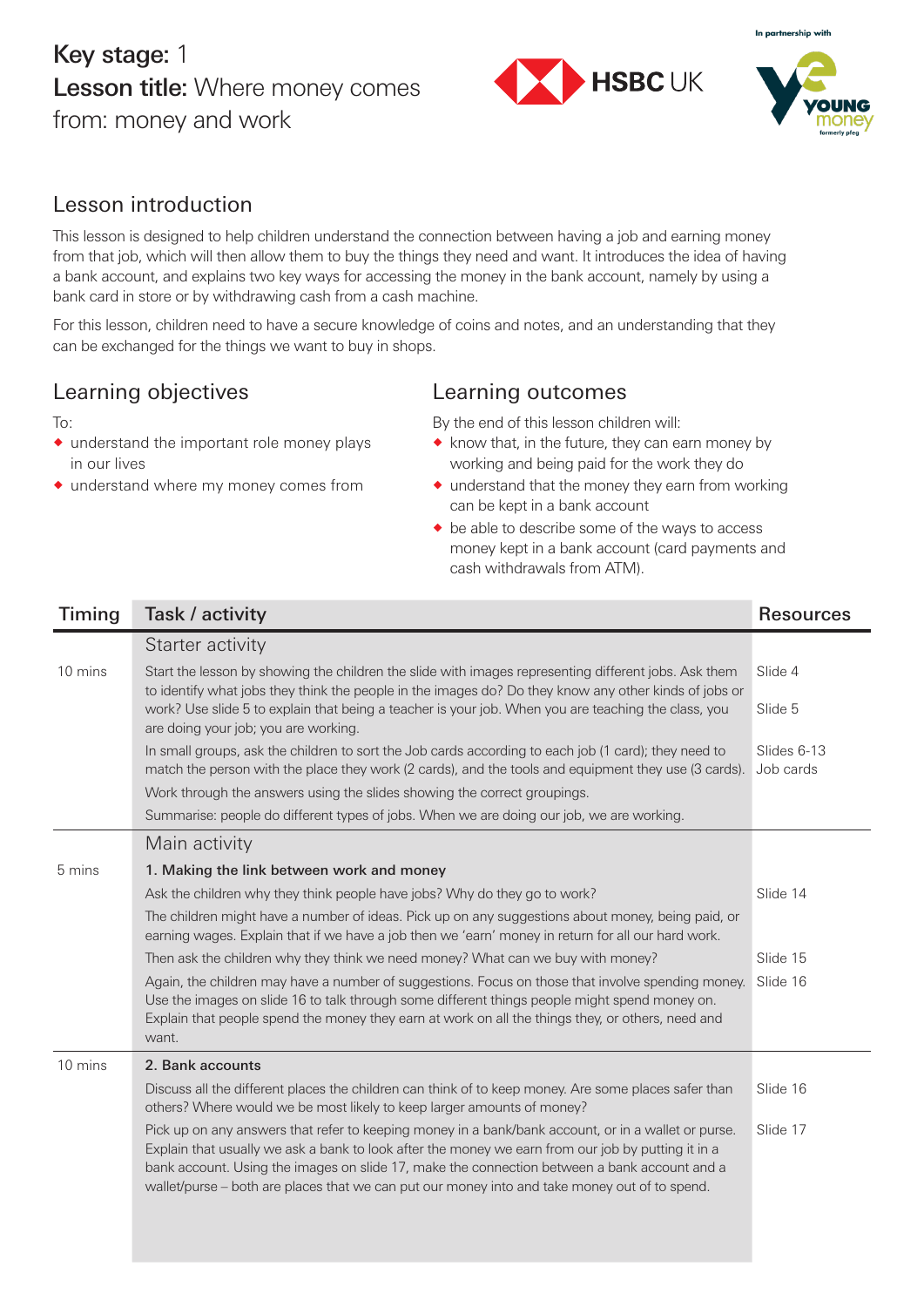# Key stage: 1
# Lesson title: Where money comes from: money and work

In partnership with

## Lesson introduction

This lesson is designed to help children understand the connection between having a job and earning money from that job, which will then allow them to buy the things they need and want. It introduces the idea of having a bank account, and explains two key ways for accessing the money in the bank account, namely by using a bank card in store or by withdrawing cash from a cash machine.

For this lesson, children need to have a secure knowledge of coins and notes, and an understanding that they can be exchanged for the things we want to buy in shops.

## Learning objectives

To:

- understand the important role money plays in our lives
- understand where my money comes from

## Learning outcomes

By the end of this lesson children will:

- know that, in the future, they can earn money by working and being paid for the work they do
- understand that the money they earn from working can be kept in a bank account
- be able to describe some of the ways to access money kept in a bank account (card payments and cash withdrawals from ATM).

| Timing | Task / activity | Resources |
|---|---|---|
| | **Starter activity** | |
| 10 mins | Start the lesson by showing the children the slide with images representing different jobs. Ask them to identify what jobs they think the people in the images do? Do they know any other kinds of jobs or work? Use slide 5 to explain that being a teacher is your job. When you are teaching the class, you are doing your job; you are working. | Slide 4<br>Slide 5 |
| | In small groups, ask the children to sort the Job cards according to each job (1 card); they need to match the person with the place they work (2 cards), and the tools and equipment they use (3 cards). | Slides 6-13<br>Job cards |
| | Work through the answers using the slides showing the correct groupings. | |
| | Summarise: people do different types of jobs. When we are doing our job, we are working. | |
| | **Main activity** | |
| 5 mins | **1. Making the link between work and money** | |
| | Ask the children why they think people have jobs? Why do they go to work? | Slide 14 |
| | The children might have a number of ideas. Pick up on any suggestions about money, being paid, or earning wages. Explain that if we have a job then we 'earn' money in return for all our hard work. | |
| | Then ask the children why they think we need money? What can we buy with money? | Slide 15 |
| | Again, the children may have a number of suggestions. Focus on those that involve spending money. Use the images on slide 16 to talk through some different things people might spend money on. Explain that people spend the money they earn at work on all the things they, or others, need and want. | Slide 16 |
| 10 mins | **2. Bank accounts** | |
| | Discuss all the different places the children can think of to keep money. Are some places safer than others? Where would we be most likely to keep larger amounts of money? | Slide 16 |
| | Pick up on any answers that refer to keeping money in a bank/bank account, or in a wallet or purse. Explain that usually we ask a bank to look after the money we earn from our job by putting it in a bank account. Using the images on slide 17, make the connection between a bank account and a wallet/purse – both are places that we can put our money into and take money out of to spend. | Slide 17 |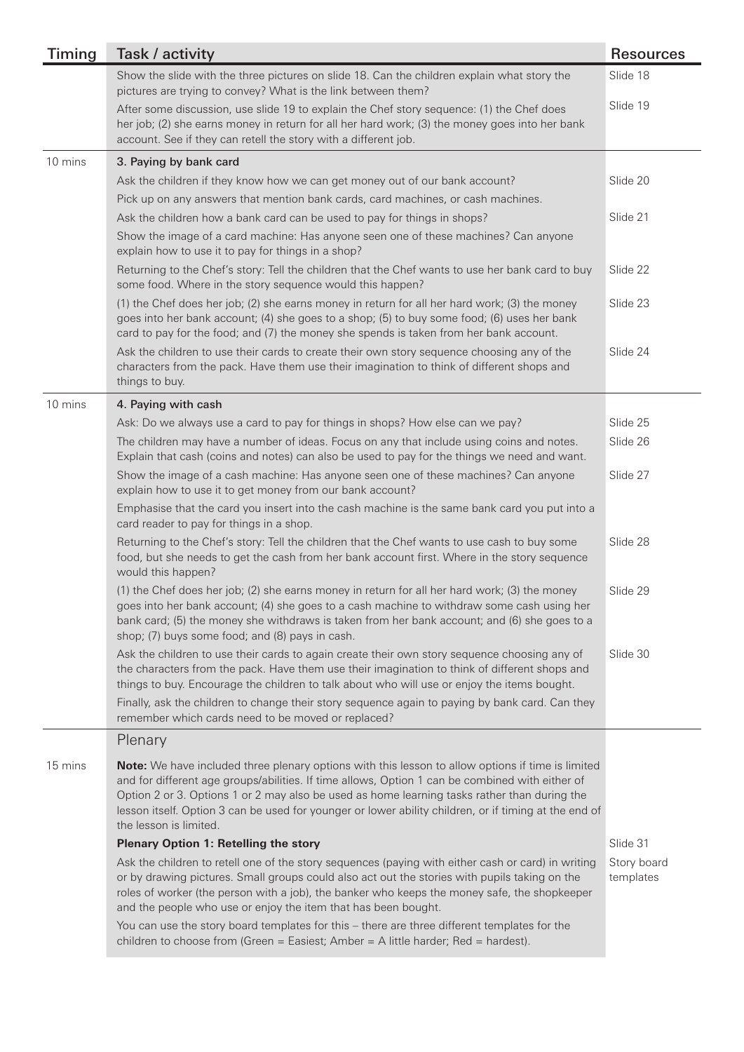| Timing | Task / activity | Resources |
|---|---|---|
| | Show the slide with the three pictures on slide 18. Can the children explain what story the pictures are trying to convey? What is the link between them? | Slide 18 |
| | After some discussion, use slide 19 to explain the Chef story sequence: (1) the Chef does her job; (2) she earns money in return for all her hard work; (3) the money goes into her bank account. See if they can retell the story with a different job. | Slide 19 |
| 10 mins | **3. Paying by bank card** | |
| | Ask the children if they know how we can get money out of our bank account? | Slide 20 |
| | Pick up on any answers that mention bank cards, card machines, or cash machines. | |
| | Ask the children how a bank card can be used to pay for things in shops? | Slide 21 |
| | Show the image of a card machine: Has anyone seen one of these machines? Can anyone explain how to use it to pay for things in a shop? | |
| | Returning to the Chef's story: Tell the children that the Chef wants to use her bank card to buy some food. Where in the story sequence would this happen? | Slide 22 |
| | (1) the Chef does her job; (2) she earns money in return for all her hard work; (3) the money goes into her bank account; (4) she goes to a shop; (5) to buy some food; (6) uses her bank card to pay for the food; and (7) the money she spends is taken from her bank account. | Slide 23 |
| | Ask the children to use their cards to create their own story sequence choosing any of the characters from the pack. Have them use their imagination to think of different shops and things to buy. | Slide 24 |
| 10 mins | **4. Paying with cash** | |
| | Ask: Do we always use a card to pay for things in shops? How else can we pay? | Slide 25 |
| | The children may have a number of ideas. Focus on any that include using coins and notes. Explain that cash (coins and notes) can also be used to pay for the things we need and want. | Slide 26 |
| | Show the image of a cash machine: Has anyone seen one of these machines? Can anyone explain how to use it to get money from our bank account? | Slide 27 |
| | Emphasise that the card you insert into the cash machine is the same bank card you put into a card reader to pay for things in a shop. | |
| | Returning to the Chef's story: Tell the children that the Chef wants to use cash to buy some food, but she needs to get the cash from her bank account first. Where in the story sequence would this happen? | Slide 28 |
| | (1) the Chef does her job; (2) she earns money in return for all her hard work; (3) the money goes into her bank account; (4) she goes to a cash machine to withdraw some cash using her bank card; (5) the money she withdraws is taken from her bank account; and (6) she goes to a shop; (7) buys some food; and (8) pays in cash. | Slide 29 |
| | Ask the children to use their cards to again create their own story sequence choosing any of the characters from the pack. Have them use their imagination to think of different shops and things to buy. Encourage the children to talk about who will use or enjoy the items bought. | Slide 30 |
| | Finally, ask the children to change their story sequence again to paying by bank card. Can they remember which cards need to be moved or replaced? | |
| | Plenary | |
| 15 mins | **Note:** We have included three plenary options with this lesson to allow options if time is limited and for different age groups/abilities. If time allows, Option 1 can be combined with either of Option 2 or 3. Options 1 or 2 may also be used as home learning tasks rather than during the lesson itself. Option 3 can be used for younger or lower ability children, or if timing at the end of the lesson is limited. | |
| | **Plenary Option 1: Retelling the story** | Slide 31 |
| | Ask the children to retell one of the story sequences (paying with either cash or card) in writing or by drawing pictures. Small groups could also act out the stories with pupils taking on the roles of worker (the person with a job), the banker who keeps the money safe, the shopkeeper and the people who use or enjoy the item that has been bought. | Story board templates |
| | You can use the story board templates for this – there are three different templates for the children to choose from (Green = Easiest; Amber = A little harder; Red = hardest). | |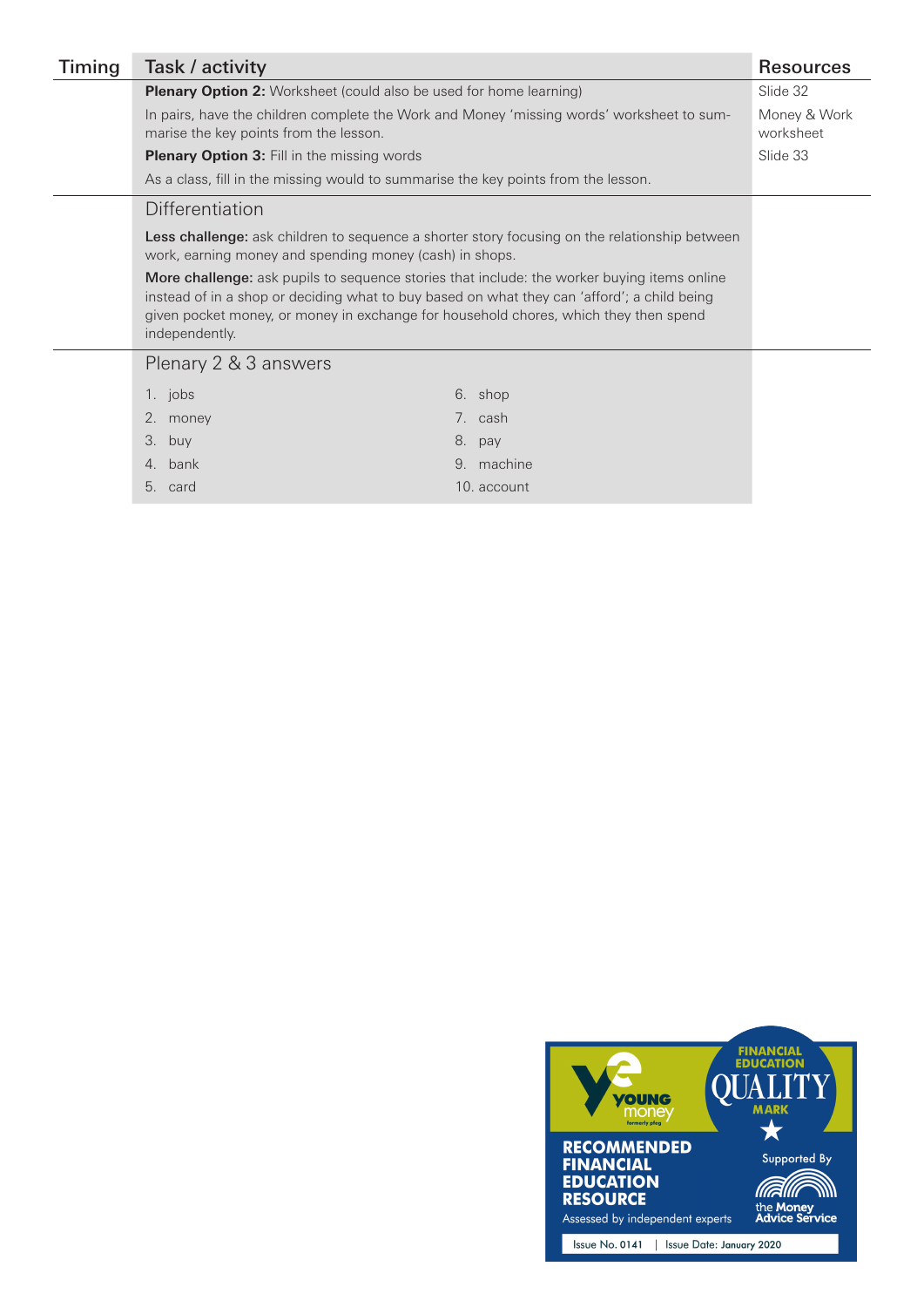| Timing | Task / activity | Resources |
|---|---|---|
| | **Plenary Option 2:** Worksheet (could also be used for home learning) | Slide 32 |
| | In pairs, have the children complete the Work and Money 'missing words' worksheet to summarise the key points from the lesson. | Money & Work worksheet |
| | **Plenary Option 3:** Fill in the missing words | Slide 33 |
| | As a class, fill in the missing would to summarise the key points from the lesson. | |
| | Differentiation | |
| | **Less challenge:** ask children to sequence a shorter story focusing on the relationship between work, earning money and spending money (cash) in shops. | |
| | **More challenge:** ask pupils to sequence stories that include: the worker buying items online instead of in a shop or deciding what to buy based on what they can 'afford'; a child being given pocket money, or money in exchange for household chores, which they then spend independently. | |
| | Plenary 2 & 3 answers | |
| | 1. jobs | |
| | 2. money | |
| | 3. buy | |
| | 4. bank | |
| | 5. card | |
| | 6. shop | |
| | 7. cash | |
| | 8. pay | |
| | 9. machine | |
| | 10. account | |

Young money (formerly pfeg)

FINANCIAL EDUCATION QUALITY MARK

RECOMMENDED FINANCIAL EDUCATION RESOURCE

Assessed by independent experts

Supported By the Money Advice Service

Issue No. 0141 | Issue Date: January 2020